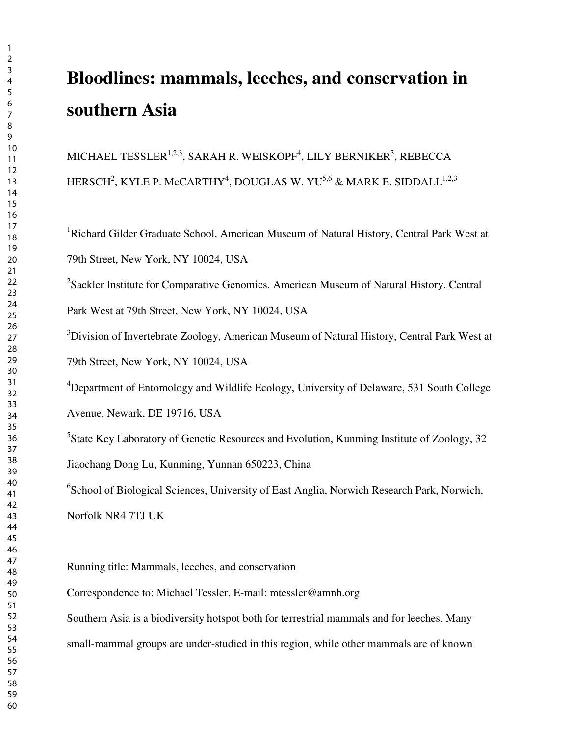# Bloodlines: mammals, leeches, and conservation in southern Asia

MICHAEL TESSLER[1,2,3], SARAH R. WEISKOPF[4], LILY BERNIKER[3], REBECCA HERSCH[2], KYLE P. McCARTHY[4], DOUGLAS W. YU[5,6] & MARK E. SIDDALL[1,2,3]

[1]Richard Gilder Graduate School, American Museum of Natural History, Central Park West at 79th Street, New York, NY 10024, USA

[2]Sackler Institute for Comparative Genomics, American Museum of Natural History, Central Park West at 79th Street, New York, NY 10024, USA

[3]Division of Invertebrate Zoology, American Museum of Natural History, Central Park West at 79th Street, New York, NY 10024, USA

[4]Department of Entomology and Wildlife Ecology, University of Delaware, 531 South College Avenue, Newark, DE 19716, USA

[5]State Key Laboratory of Genetic Resources and Evolution, Kunming Institute of Zoology, 32 Jiaochang Dong Lu, Kunming, Yunnan 650223, China

[6]School of Biological Sciences, University of East Anglia, Norwich Research Park, Norwich, Norfolk NR4 7TJ UK

Running title: Mammals, leeches, and conservation

Correspondence to: Michael Tessler. E-mail: mtessler@amnh.org

Southern Asia is a biodiversity hotspot both for terrestrial mammals and for leeches. Many small-mammal groups are under-studied in this region, while other mammals are of known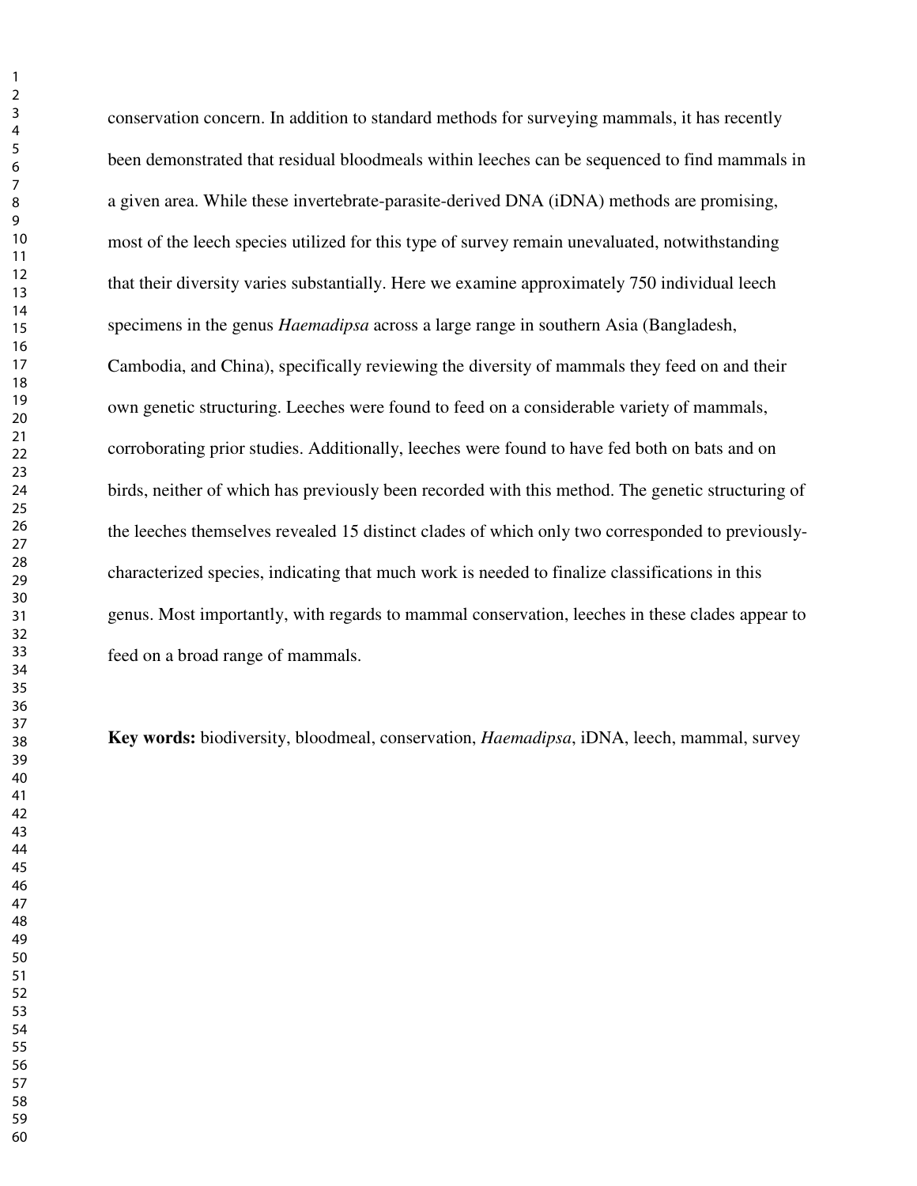conservation concern. In addition to standard methods for surveying mammals, it has recently been demonstrated that residual bloodmeals within leeches can be sequenced to find mammals in a given area. While these invertebrate-parasite-derived DNA (iDNA) methods are promising, most of the leech species utilized for this type of survey remain unevaluated, notwithstanding that their diversity varies substantially. Here we examine approximately 750 individual leech specimens in the genus *Haemadipsa* across a large range in southern Asia (Bangladesh, Cambodia, and China), specifically reviewing the diversity of mammals they feed on and their own genetic structuring. Leeches were found to feed on a considerable variety of mammals, corroborating prior studies. Additionally, leeches were found to have fed both on bats and on birds, neither of which has previously been recorded with this method. The genetic structuring of the leeches themselves revealed 15 distinct clades of which only two corresponded to previously-characterized species, indicating that much work is needed to finalize classifications in this genus. Most importantly, with regards to mammal conservation, leeches in these clades appear to feed on a broad range of mammals.

**Key words:** biodiversity, bloodmeal, conservation, *Haemadipsa*, iDNA, leech, mammal, survey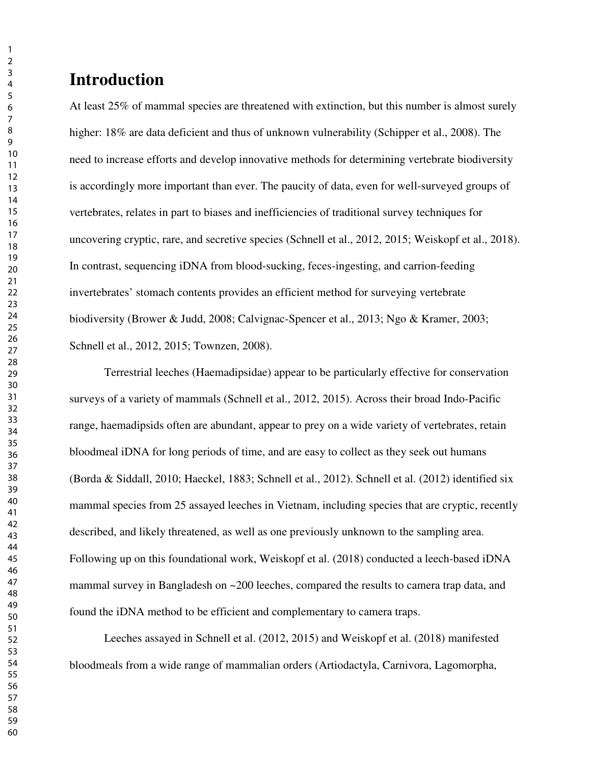# Introduction

At least 25% of mammal species are threatened with extinction, but this number is almost surely higher: 18% are data deficient and thus of unknown vulnerability (Schipper et al., 2008). The need to increase efforts and develop innovative methods for determining vertebrate biodiversity is accordingly more important than ever. The paucity of data, even for well-surveyed groups of vertebrates, relates in part to biases and inefficiencies of traditional survey techniques for uncovering cryptic, rare, and secretive species (Schnell et al., 2012, 2015; Weiskopf et al., 2018). In contrast, sequencing iDNA from blood-sucking, feces-ingesting, and carrion-feeding invertebrates' stomach contents provides an efficient method for surveying vertebrate biodiversity (Brower & Judd, 2008; Calvignac-Spencer et al., 2013; Ngo & Kramer, 2003; Schnell et al., 2012, 2015; Townzen, 2008).

Terrestrial leeches (Haemadipsidae) appear to be particularly effective for conservation surveys of a variety of mammals (Schnell et al., 2012, 2015). Across their broad Indo-Pacific range, haemadipsids often are abundant, appear to prey on a wide variety of vertebrates, retain bloodmeal iDNA for long periods of time, and are easy to collect as they seek out humans (Borda & Siddall, 2010; Haeckel, 1883; Schnell et al., 2012). Schnell et al. (2012) identified six mammal species from 25 assayed leeches in Vietnam, including species that are cryptic, recently described, and likely threatened, as well as one previously unknown to the sampling area. Following up on this foundational work, Weiskopf et al. (2018) conducted a leech-based iDNA mammal survey in Bangladesh on ~200 leeches, compared the results to camera trap data, and found the iDNA method to be efficient and complementary to camera traps.

Leeches assayed in Schnell et al. (2012, 2015) and Weiskopf et al. (2018) manifested bloodmeals from a wide range of mammalian orders (Artiodactyla, Carnivora, Lagomorpha,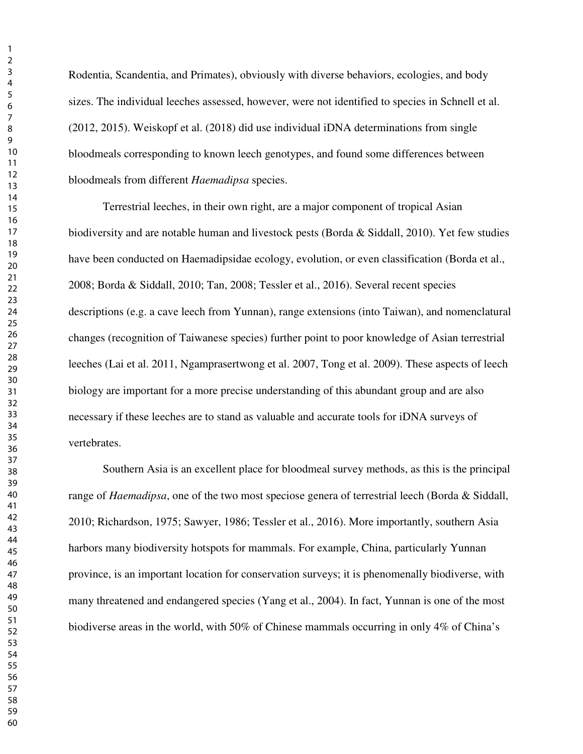Rodentia, Scandentia, and Primates), obviously with diverse behaviors, ecologies, and body sizes. The individual leeches assessed, however, were not identified to species in Schnell et al. (2012, 2015). Weiskopf et al. (2018) did use individual iDNA determinations from single bloodmeals corresponding to known leech genotypes, and found some differences between bloodmeals from different *Haemadipsa* species.

Terrestrial leeches, in their own right, are a major component of tropical Asian biodiversity and are notable human and livestock pests (Borda & Siddall, 2010). Yet few studies have been conducted on Haemadipsidae ecology, evolution, or even classification (Borda et al., 2008; Borda & Siddall, 2010; Tan, 2008; Tessler et al., 2016). Several recent species descriptions (e.g. a cave leech from Yunnan), range extensions (into Taiwan), and nomenclatural changes (recognition of Taiwanese species) further point to poor knowledge of Asian terrestrial leeches (Lai et al. 2011, Ngamprasertwong et al. 2007, Tong et al. 2009). These aspects of leech biology are important for a more precise understanding of this abundant group and are also necessary if these leeches are to stand as valuable and accurate tools for iDNA surveys of vertebrates.

Southern Asia is an excellent place for bloodmeal survey methods, as this is the principal range of *Haemadipsa*, one of the two most speciose genera of terrestrial leech (Borda & Siddall, 2010; Richardson, 1975; Sawyer, 1986; Tessler et al., 2016). More importantly, southern Asia harbors many biodiversity hotspots for mammals. For example, China, particularly Yunnan province, is an important location for conservation surveys; it is phenomenally biodiverse, with many threatened and endangered species (Yang et al., 2004). In fact, Yunnan is one of the most biodiverse areas in the world, with 50% of Chinese mammals occurring in only 4% of China's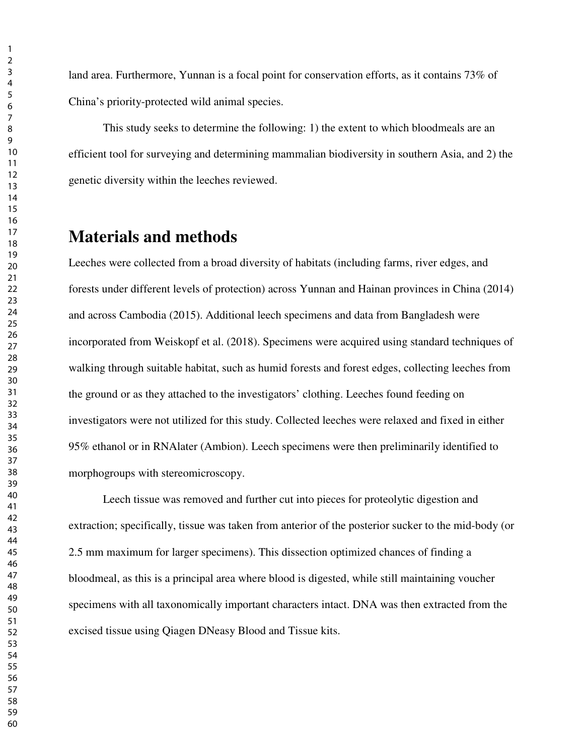land area. Furthermore, Yunnan is a focal point for conservation efforts, as it contains 73% of China's priority-protected wild animal species.

This study seeks to determine the following: 1) the extent to which bloodmeals are an efficient tool for surveying and determining mammalian biodiversity in southern Asia, and 2) the genetic diversity within the leeches reviewed.

# Materials and methods

Leeches were collected from a broad diversity of habitats (including farms, river edges, and forests under different levels of protection) across Yunnan and Hainan provinces in China (2014) and across Cambodia (2015). Additional leech specimens and data from Bangladesh were incorporated from Weiskopf et al. (2018). Specimens were acquired using standard techniques of walking through suitable habitat, such as humid forests and forest edges, collecting leeches from the ground or as they attached to the investigators' clothing. Leeches found feeding on investigators were not utilized for this study. Collected leeches were relaxed and fixed in either 95% ethanol or in RNAlater (Ambion). Leech specimens were then preliminarily identified to morphogroups with stereomicroscopy.

Leech tissue was removed and further cut into pieces for proteolytic digestion and extraction; specifically, tissue was taken from anterior of the posterior sucker to the mid-body (or 2.5 mm maximum for larger specimens). This dissection optimized chances of finding a bloodmeal, as this is a principal area where blood is digested, while still maintaining voucher specimens with all taxonomically important characters intact. DNA was then extracted from the excised tissue using Qiagen DNeasy Blood and Tissue kits.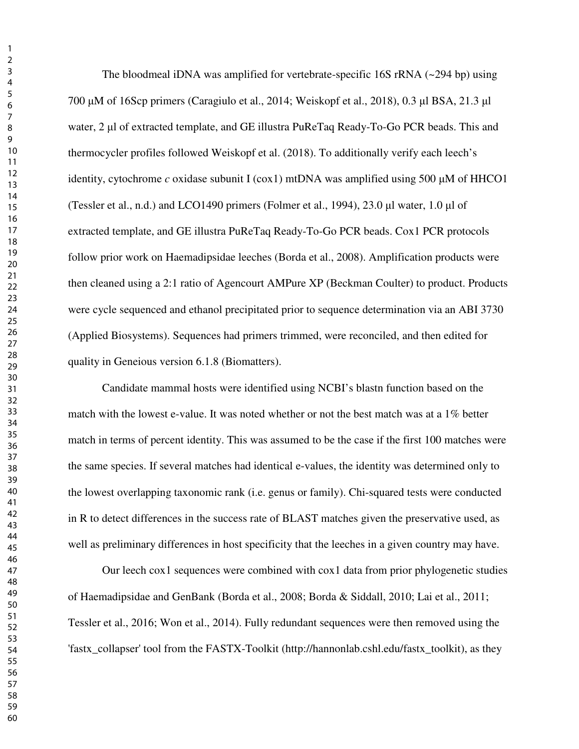The bloodmeal iDNA was amplified for vertebrate-specific 16S rRNA (~294 bp) using 700 µM of 16Scp primers (Caragiulo et al., 2014; Weiskopf et al., 2018), 0.3 µl BSA, 21.3 µl water, 2 µl of extracted template, and GE illustra PuReTaq Ready-To-Go PCR beads. This and thermocycler profiles followed Weiskopf et al. (2018). To additionally verify each leech's identity, cytochrome *c* oxidase subunit I (cox1) mtDNA was amplified using 500 µM of HHCO1 (Tessler et al., n.d.) and LCO1490 primers (Folmer et al., 1994), 23.0 µl water, 1.0 µl of extracted template, and GE illustra PuReTaq Ready-To-Go PCR beads. Cox1 PCR protocols follow prior work on Haemadipsidae leeches (Borda et al., 2008). Amplification products were then cleaned using a 2:1 ratio of Agencourt AMPure XP (Beckman Coulter) to product. Products were cycle sequenced and ethanol precipitated prior to sequence determination via an ABI 3730 (Applied Biosystems). Sequences had primers trimmed, were reconciled, and then edited for quality in Geneious version 6.1.8 (Biomatters).

Candidate mammal hosts were identified using NCBI's blastn function based on the match with the lowest e-value. It was noted whether or not the best match was at a 1% better match in terms of percent identity. This was assumed to be the case if the first 100 matches were the same species. If several matches had identical e-values, the identity was determined only to the lowest overlapping taxonomic rank (i.e. genus or family). Chi-squared tests were conducted in R to detect differences in the success rate of BLAST matches given the preservative used, as well as preliminary differences in host specificity that the leeches in a given country may have.

Our leech cox1 sequences were combined with cox1 data from prior phylogenetic studies of Haemadipsidae and GenBank (Borda et al., 2008; Borda & Siddall, 2010; Lai et al., 2011; Tessler et al., 2016; Won et al., 2014). Fully redundant sequences were then removed using the 'fastx_collapser' tool from the FASTX-Toolkit (http://hannonlab.cshl.edu/fastx_toolkit), as they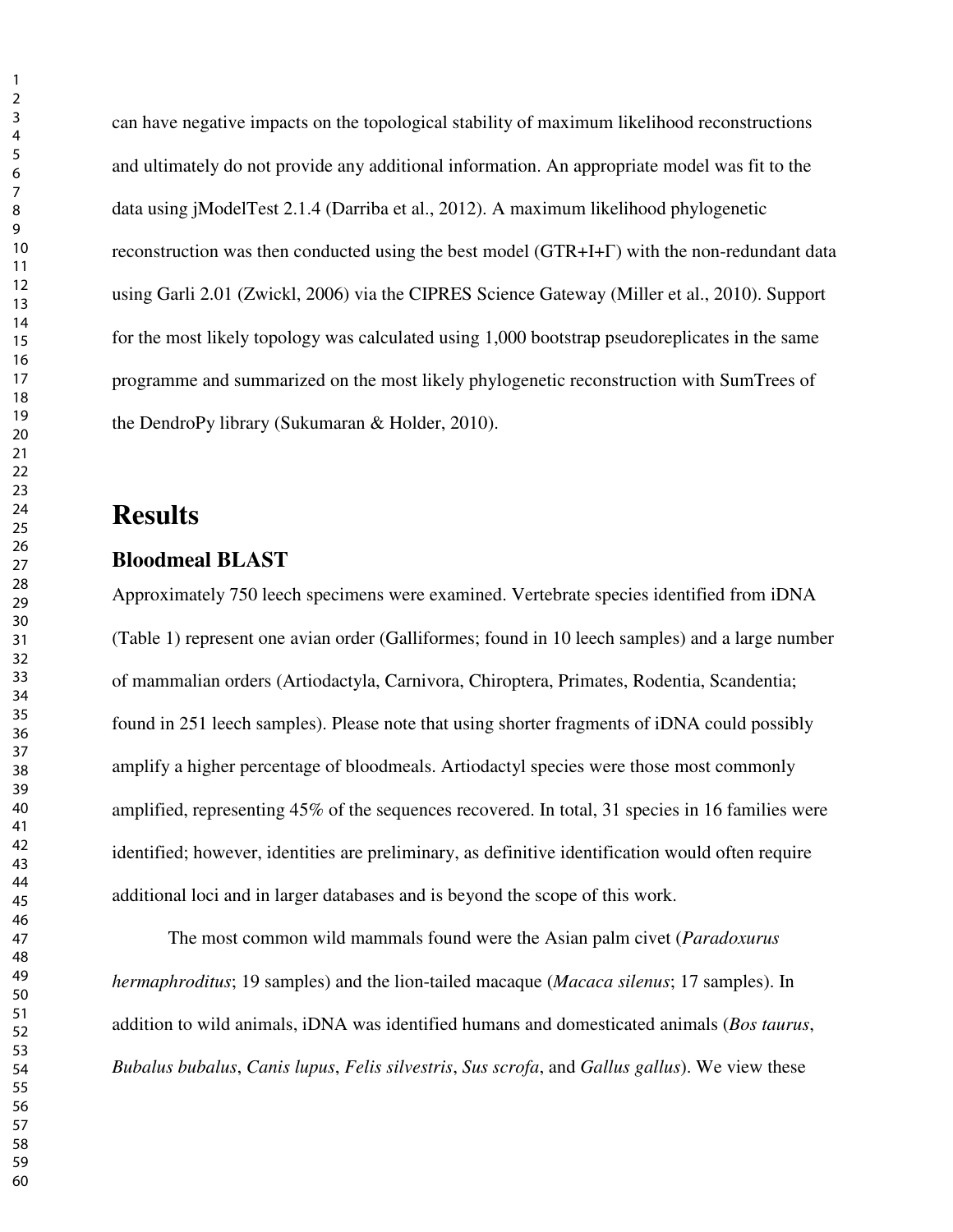can have negative impacts on the topological stability of maximum likelihood reconstructions and ultimately do not provide any additional information. An appropriate model was fit to the data using jModelTest 2.1.4 (Darriba et al., 2012). A maximum likelihood phylogenetic reconstruction was then conducted using the best model (GTR+I+Γ) with the non-redundant data using Garli 2.01 (Zwickl, 2006) via the CIPRES Science Gateway (Miller et al., 2010). Support for the most likely topology was calculated using 1,000 bootstrap pseudoreplicates in the same programme and summarized on the most likely phylogenetic reconstruction with SumTrees of the DendroPy library (Sukumaran & Holder, 2010).

# Results

## Bloodmeal BLAST

Approximately 750 leech specimens were examined. Vertebrate species identified from iDNA (Table 1) represent one avian order (Galliformes; found in 10 leech samples) and a large number of mammalian orders (Artiodactyla, Carnivora, Chiroptera, Primates, Rodentia, Scandentia; found in 251 leech samples). Please note that using shorter fragments of iDNA could possibly amplify a higher percentage of bloodmeals. Artiodactyl species were those most commonly amplified, representing 45% of the sequences recovered. In total, 31 species in 16 families were identified; however, identities are preliminary, as definitive identification would often require additional loci and in larger databases and is beyond the scope of this work.

The most common wild mammals found were the Asian palm civet (*Paradoxurus hermaphroditus*; 19 samples) and the lion-tailed macaque (*Macaca silenus*; 17 samples). In addition to wild animals, iDNA was identified humans and domesticated animals (*Bos taurus*, *Bubalus bubalus*, *Canis lupus*, *Felis silvestris*, *Sus scrofa*, and *Gallus gallus*). We view these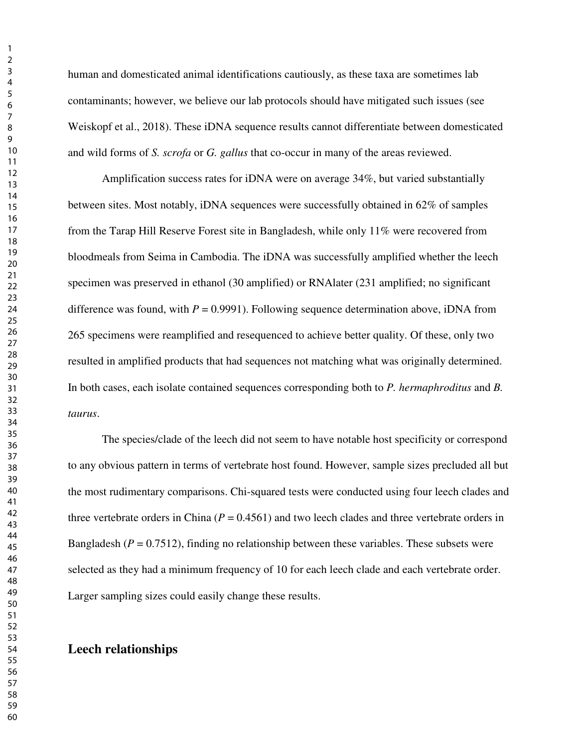human and domesticated animal identifications cautiously, as these taxa are sometimes lab contaminants; however, we believe our lab protocols should have mitigated such issues (see Weiskopf et al., 2018). These iDNA sequence results cannot differentiate between domesticated and wild forms of *S. scrofa* or *G. gallus* that co-occur in many of the areas reviewed.

Amplification success rates for iDNA were on average 34%, but varied substantially between sites. Most notably, iDNA sequences were successfully obtained in 62% of samples from the Tarap Hill Reserve Forest site in Bangladesh, while only 11% were recovered from bloodmeals from Seima in Cambodia. The iDNA was successfully amplified whether the leech specimen was preserved in ethanol (30 amplified) or RNAlater (231 amplified; no significant difference was found, with $P = 0.9991$). Following sequence determination above, iDNA from 265 specimens were reamplified and resequenced to achieve better quality. Of these, only two resulted in amplified products that had sequences not matching what was originally determined. In both cases, each isolate contained sequences corresponding both to *P. hermaphroditus* and *B. taurus*.

The species/clade of the leech did not seem to have notable host specificity or correspond to any obvious pattern in terms of vertebrate host found. However, sample sizes precluded all but the most rudimentary comparisons. Chi-squared tests were conducted using four leech clades and three vertebrate orders in China ($P = 0.4561$) and two leech clades and three vertebrate orders in Bangladesh ($P = 0.7512$), finding no relationship between these variables. These subsets were selected as they had a minimum frequency of 10 for each leech clade and each vertebrate order. Larger sampling sizes could easily change these results.

## Leech relationships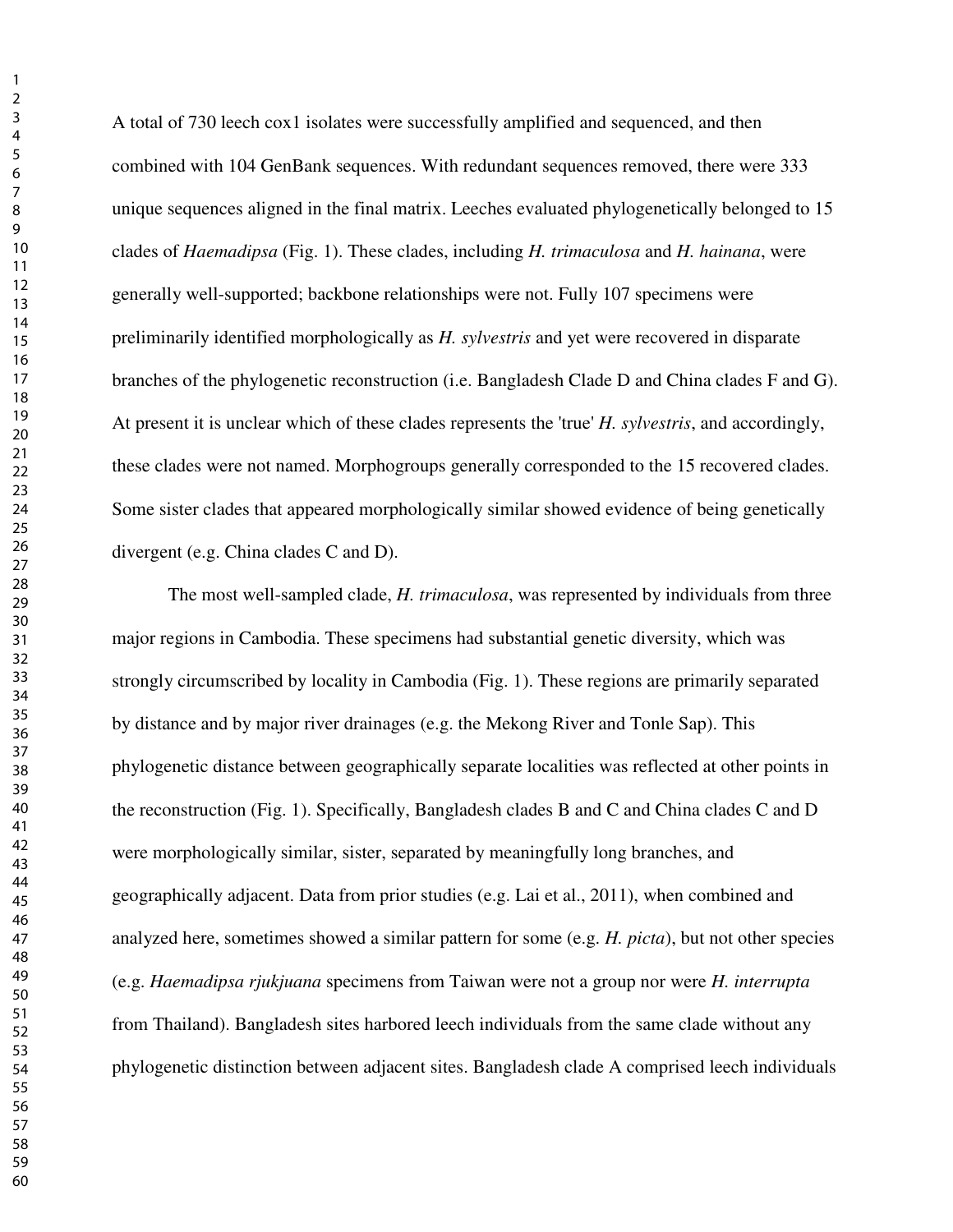A total of 730 leech cox1 isolates were successfully amplified and sequenced, and then combined with 104 GenBank sequences. With redundant sequences removed, there were 333 unique sequences aligned in the final matrix. Leeches evaluated phylogenetically belonged to 15 clades of *Haemadipsa* (Fig. 1). These clades, including *H. trimaculosa* and *H. hainana*, were generally well-supported; backbone relationships were not. Fully 107 specimens were preliminarily identified morphologically as *H. sylvestris* and yet were recovered in disparate branches of the phylogenetic reconstruction (i.e. Bangladesh Clade D and China clades F and G). At present it is unclear which of these clades represents the 'true' *H. sylvestris*, and accordingly, these clades were not named. Morphogroups generally corresponded to the 15 recovered clades. Some sister clades that appeared morphologically similar showed evidence of being genetically divergent (e.g. China clades C and D).

The most well-sampled clade, *H. trimaculosa*, was represented by individuals from three major regions in Cambodia. These specimens had substantial genetic diversity, which was strongly circumscribed by locality in Cambodia (Fig. 1). These regions are primarily separated by distance and by major river drainages (e.g. the Mekong River and Tonle Sap). This phylogenetic distance between geographically separate localities was reflected at other points in the reconstruction (Fig. 1). Specifically, Bangladesh clades B and C and China clades C and D were morphologically similar, sister, separated by meaningfully long branches, and geographically adjacent. Data from prior studies (e.g. Lai et al., 2011), when combined and analyzed here, sometimes showed a similar pattern for some (e.g. *H. picta*), but not other species (e.g. *Haemadipsa rjukjuana* specimens from Taiwan were not a group nor were *H. interrupta* from Thailand). Bangladesh sites harbored leech individuals from the same clade without any phylogenetic distinction between adjacent sites. Bangladesh clade A comprised leech individuals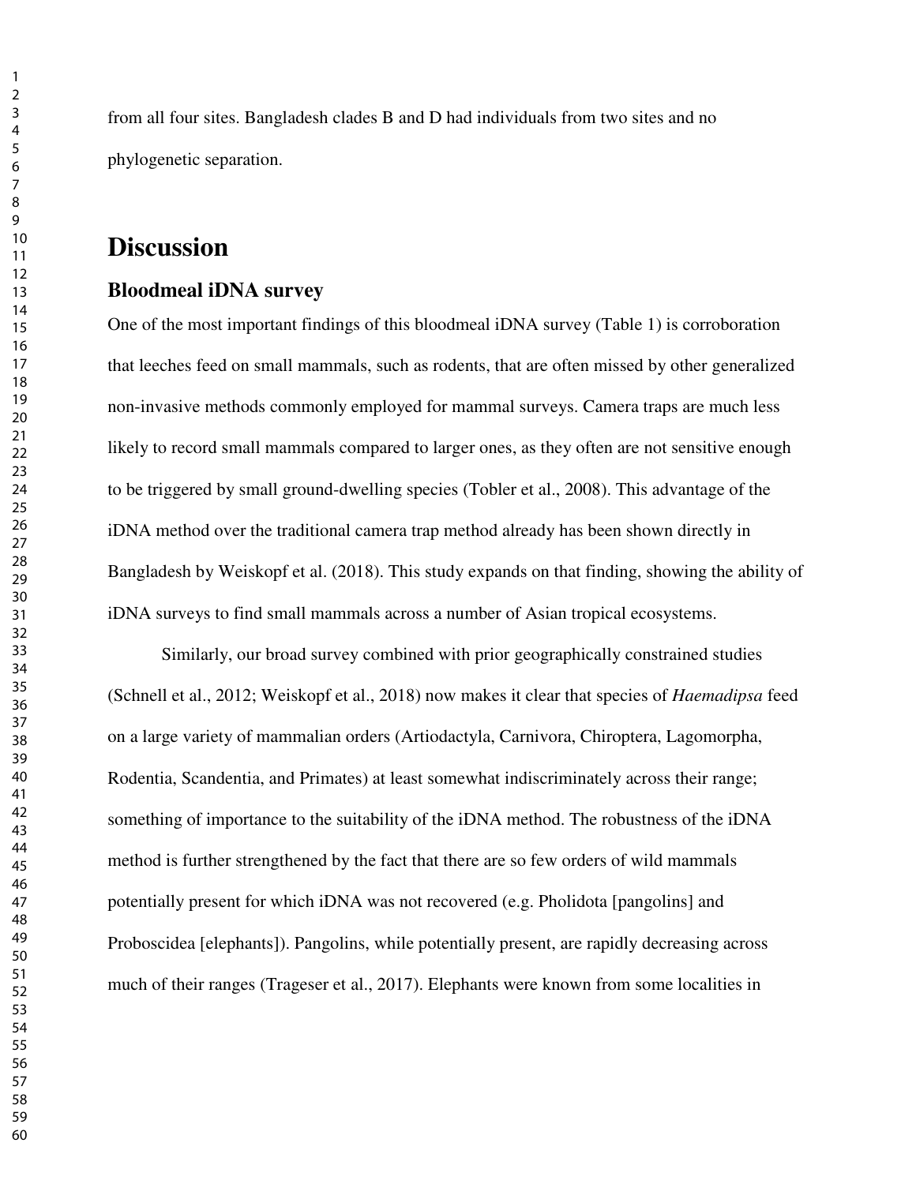from all four sites. Bangladesh clades B and D had individuals from two sites and no phylogenetic separation.

# Discussion

## Bloodmeal iDNA survey

One of the most important findings of this bloodmeal iDNA survey (Table 1) is corroboration that leeches feed on small mammals, such as rodents, that are often missed by other generalized non-invasive methods commonly employed for mammal surveys. Camera traps are much less likely to record small mammals compared to larger ones, as they often are not sensitive enough to be triggered by small ground-dwelling species (Tobler et al., 2008). This advantage of the iDNA method over the traditional camera trap method already has been shown directly in Bangladesh by Weiskopf et al. (2018). This study expands on that finding, showing the ability of iDNA surveys to find small mammals across a number of Asian tropical ecosystems.

Similarly, our broad survey combined with prior geographically constrained studies (Schnell et al., 2012; Weiskopf et al., 2018) now makes it clear that species of *Haemadipsa* feed on a large variety of mammalian orders (Artiodactyla, Carnivora, Chiroptera, Lagomorpha, Rodentia, Scandentia, and Primates) at least somewhat indiscriminately across their range; something of importance to the suitability of the iDNA method. The robustness of the iDNA method is further strengthened by the fact that there are so few orders of wild mammals potentially present for which iDNA was not recovered (e.g. Pholidota [pangolins] and Proboscidea [elephants]). Pangolins, while potentially present, are rapidly decreasing across much of their ranges (Trageser et al., 2017). Elephants were known from some localities in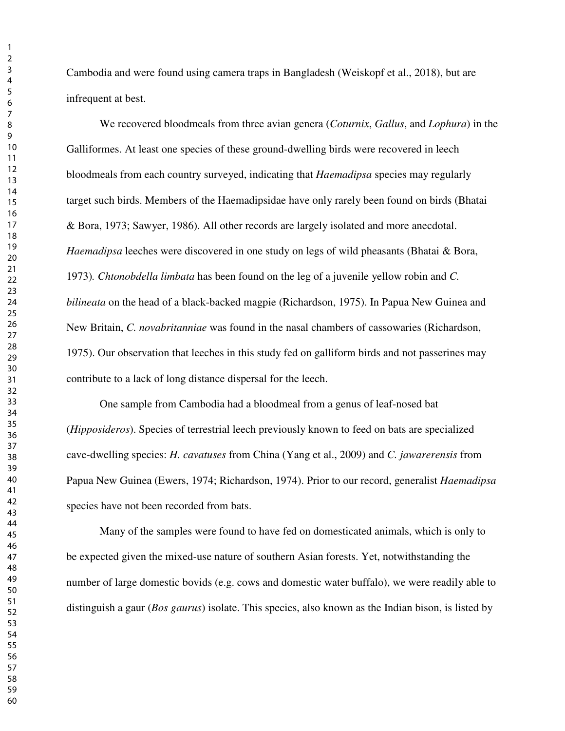Cambodia and were found using camera traps in Bangladesh (Weiskopf et al., 2018), but are infrequent at best.

We recovered bloodmeals from three avian genera (*Coturnix*, *Gallus*, and *Lophura*) in the Galliformes. At least one species of these ground-dwelling birds were recovered in leech bloodmeals from each country surveyed, indicating that *Haemadipsa* species may regularly target such birds. Members of the Haemadipsidae have only rarely been found on birds (Bhatai & Bora, 1973; Sawyer, 1986). All other records are largely isolated and more anecdotal. *Haemadipsa* leeches were discovered in one study on legs of wild pheasants (Bhatai & Bora, 1973). *Chtonobdella limbata* has been found on the leg of a juvenile yellow robin and *C. bilineata* on the head of a black-backed magpie (Richardson, 1975). In Papua New Guinea and New Britain, *C. novabritanniae* was found in the nasal chambers of cassowaries (Richardson, 1975). Our observation that leeches in this study fed on galliform birds and not passerines may contribute to a lack of long distance dispersal for the leech.

One sample from Cambodia had a bloodmeal from a genus of leaf-nosed bat (*Hipposideros*). Species of terrestrial leech previously known to feed on bats are specialized cave-dwelling species: *H. cavatuses* from China (Yang et al., 2009) and *C. jawarerensis* from Papua New Guinea (Ewers, 1974; Richardson, 1974). Prior to our record, generalist *Haemadipsa* species have not been recorded from bats.

Many of the samples were found to have fed on domesticated animals, which is only to be expected given the mixed-use nature of southern Asian forests. Yet, notwithstanding the number of large domestic bovids (e.g. cows and domestic water buffalo), we were readily able to distinguish a gaur (*Bos gaurus*) isolate. This species, also known as the Indian bison, is listed by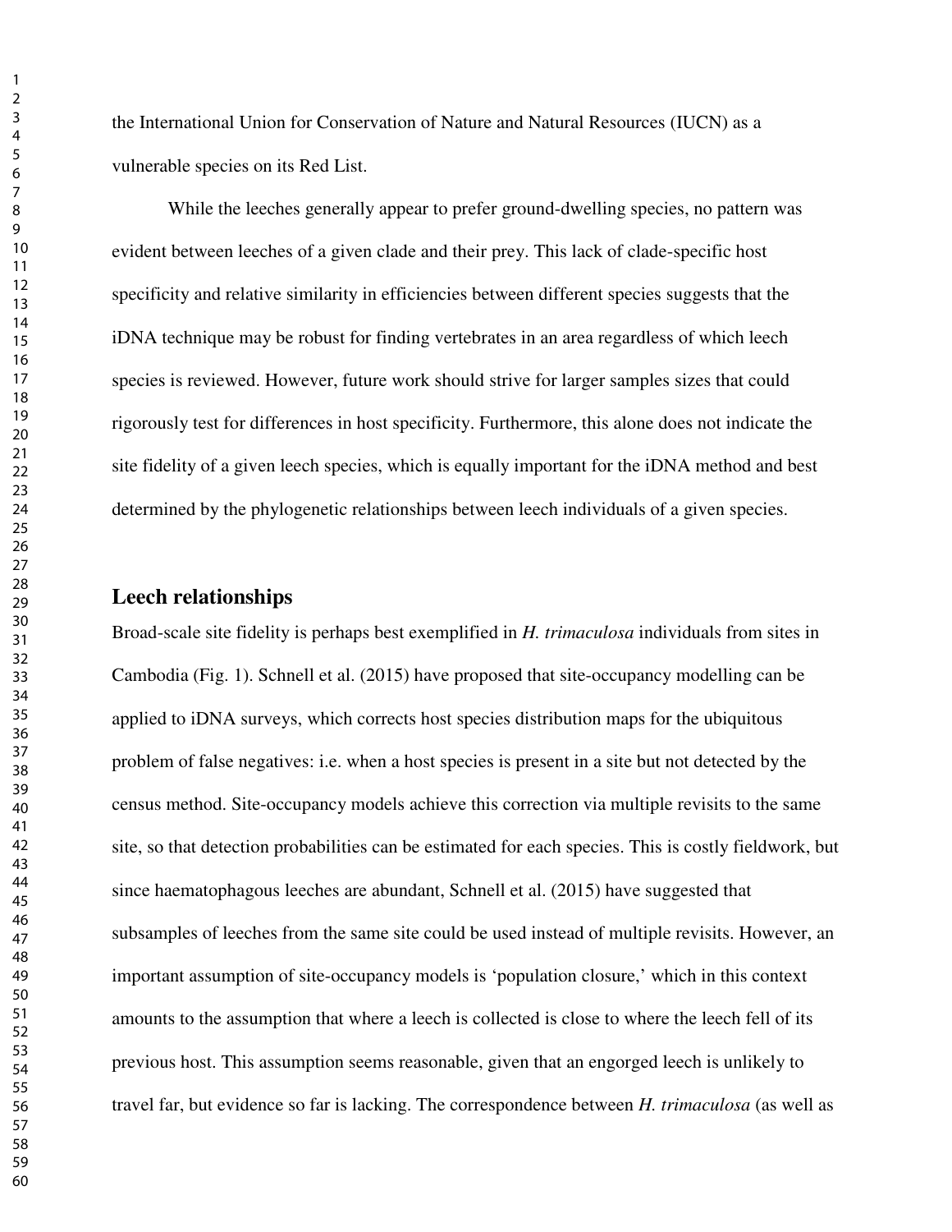the International Union for Conservation of Nature and Natural Resources (IUCN) as a vulnerable species on its Red List.

While the leeches generally appear to prefer ground-dwelling species, no pattern was evident between leeches of a given clade and their prey. This lack of clade-specific host specificity and relative similarity in efficiencies between different species suggests that the iDNA technique may be robust for finding vertebrates in an area regardless of which leech species is reviewed. However, future work should strive for larger samples sizes that could rigorously test for differences in host specificity. Furthermore, this alone does not indicate the site fidelity of a given leech species, which is equally important for the iDNA method and best determined by the phylogenetic relationships between leech individuals of a given species.

## Leech relationships

Broad-scale site fidelity is perhaps best exemplified in *H. trimaculosa* individuals from sites in Cambodia (Fig. 1). Schnell et al. (2015) have proposed that site-occupancy modelling can be applied to iDNA surveys, which corrects host species distribution maps for the ubiquitous problem of false negatives: i.e. when a host species is present in a site but not detected by the census method. Site-occupancy models achieve this correction via multiple revisits to the same site, so that detection probabilities can be estimated for each species. This is costly fieldwork, but since haematophagous leeches are abundant, Schnell et al. (2015) have suggested that subsamples of leeches from the same site could be used instead of multiple revisits. However, an important assumption of site-occupancy models is 'population closure,' which in this context amounts to the assumption that where a leech is collected is close to where the leech fell of its previous host. This assumption seems reasonable, given that an engorged leech is unlikely to travel far, but evidence so far is lacking. The correspondence between *H. trimaculosa* (as well as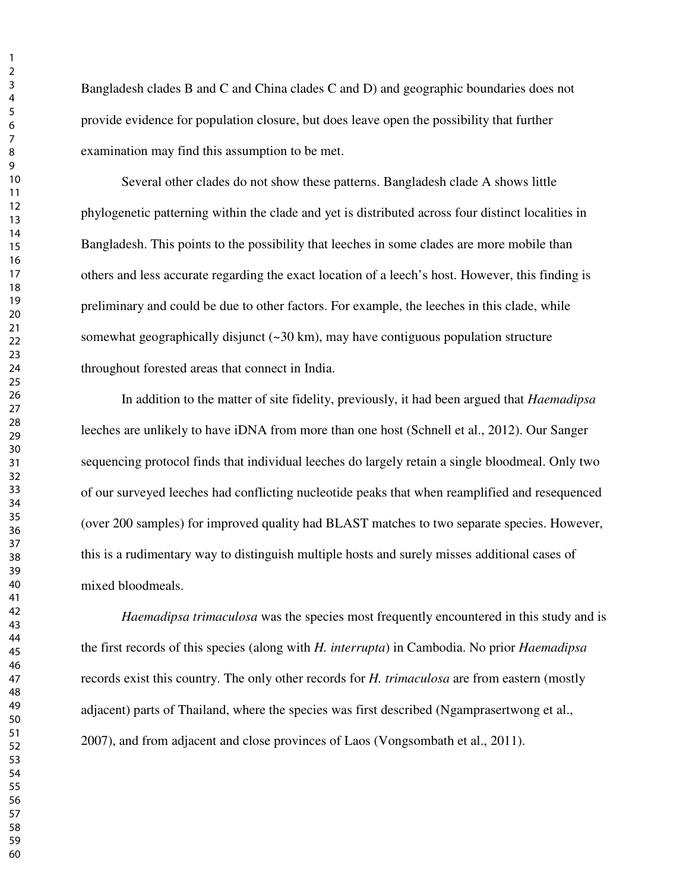Bangladesh clades B and C and China clades C and D) and geographic boundaries does not provide evidence for population closure, but does leave open the possibility that further examination may find this assumption to be met.

Several other clades do not show these patterns. Bangladesh clade A shows little phylogenetic patterning within the clade and yet is distributed across four distinct localities in Bangladesh. This points to the possibility that leeches in some clades are more mobile than others and less accurate regarding the exact location of a leech's host. However, this finding is preliminary and could be due to other factors. For example, the leeches in this clade, while somewhat geographically disjunct (~30 km), may have contiguous population structure throughout forested areas that connect in India.

In addition to the matter of site fidelity, previously, it had been argued that *Haemadipsa* leeches are unlikely to have iDNA from more than one host (Schnell et al., 2012). Our Sanger sequencing protocol finds that individual leeches do largely retain a single bloodmeal. Only two of our surveyed leeches had conflicting nucleotide peaks that when reamplified and resequenced (over 200 samples) for improved quality had BLAST matches to two separate species. However, this is a rudimentary way to distinguish multiple hosts and surely misses additional cases of mixed bloodmeals.

*Haemadipsa trimaculosa* was the species most frequently encountered in this study and is the first records of this species (along with *H. interrupta*) in Cambodia. No prior *Haemadipsa* records exist this country. The only other records for *H. trimaculosa* are from eastern (mostly adjacent) parts of Thailand, where the species was first described (Ngamprasertwong et al., 2007), and from adjacent and close provinces of Laos (Vongsombath et al., 2011).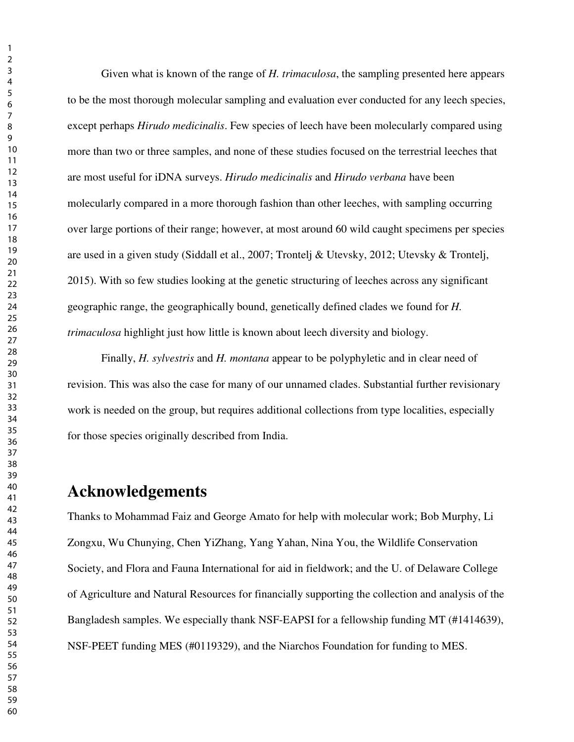Given what is known of the range of *H. trimaculosa*, the sampling presented here appears to be the most thorough molecular sampling and evaluation ever conducted for any leech species, except perhaps *Hirudo medicinalis*. Few species of leech have been molecularly compared using more than two or three samples, and none of these studies focused on the terrestrial leeches that are most useful for iDNA surveys. *Hirudo medicinalis* and *Hirudo verbana* have been molecularly compared in a more thorough fashion than other leeches, with sampling occurring over large portions of their range; however, at most around 60 wild caught specimens per species are used in a given study (Siddall et al., 2007; Trontelj & Utevsky, 2012; Utevsky & Trontelj, 2015). With so few studies looking at the genetic structuring of leeches across any significant geographic range, the geographically bound, genetically defined clades we found for *H. trimaculosa* highlight just how little is known about leech diversity and biology.

Finally, *H. sylvestris* and *H. montana* appear to be polyphyletic and in clear need of revision. This was also the case for many of our unnamed clades. Substantial further revisionary work is needed on the group, but requires additional collections from type localities, especially for those species originally described from India.

# Acknowledgements

Thanks to Mohammad Faiz and George Amato for help with molecular work; Bob Murphy, Li Zongxu, Wu Chunying, Chen YiZhang, Yang Yahan, Nina You, the Wildlife Conservation Society, and Flora and Fauna International for aid in fieldwork; and the U. of Delaware College of Agriculture and Natural Resources for financially supporting the collection and analysis of the Bangladesh samples. We especially thank NSF-EAPSI for a fellowship funding MT (#1414639), NSF-PEET funding MES (#0119329), and the Niarchos Foundation for funding to MES.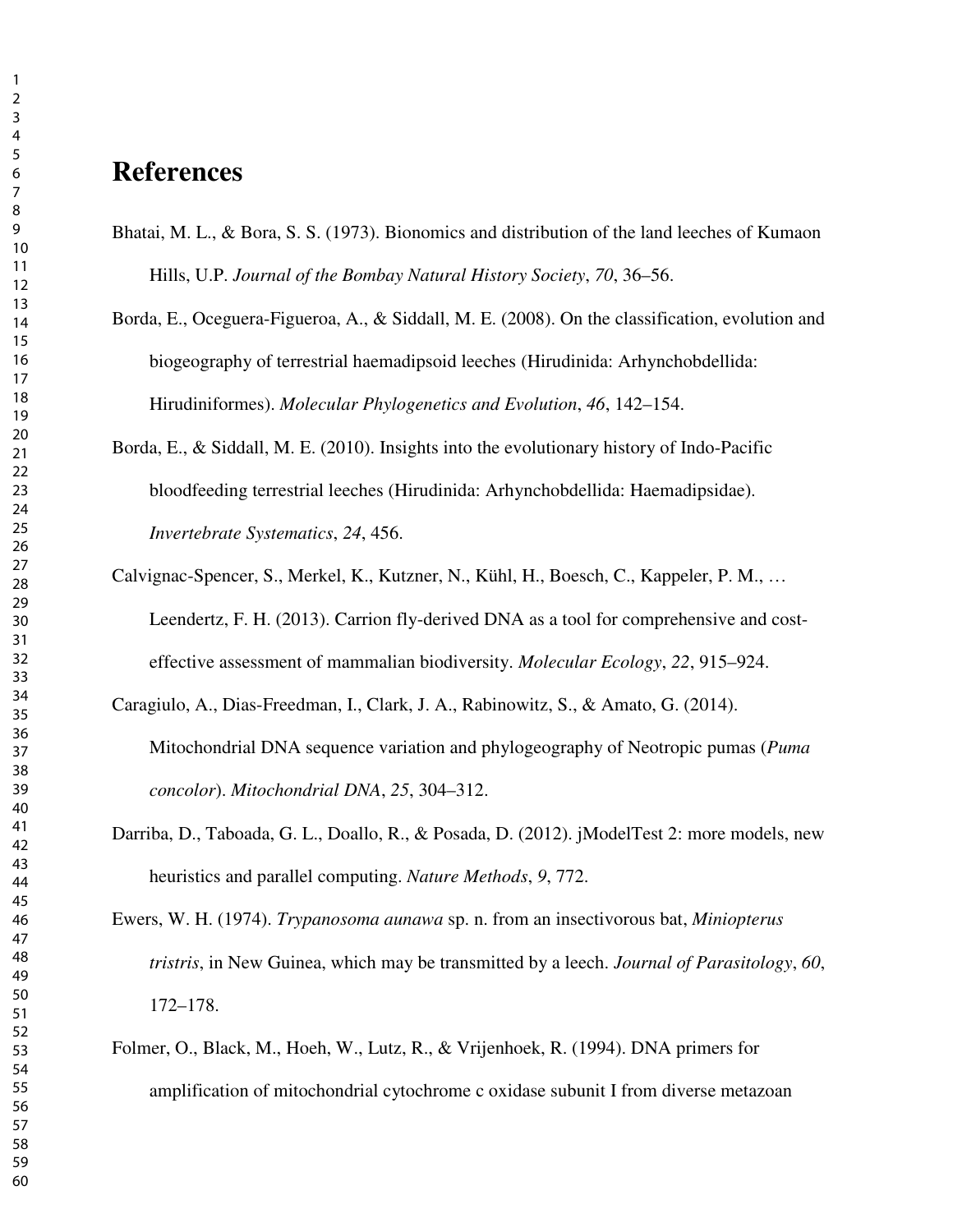# References

Bhatai, M. L., & Bora, S. S. (1973). Bionomics and distribution of the land leeches of Kumaon Hills, U.P. *Journal of the Bombay Natural History Society*, *70*, 36–56.

Borda, E., Oceguera-Figueroa, A., & Siddall, M. E. (2008). On the classification, evolution and biogeography of terrestrial haemadipsoid leeches (Hirudinida: Arhynchobdellida: Hirudiniformes). *Molecular Phylogenetics and Evolution*, *46*, 142–154.

Borda, E., & Siddall, M. E. (2010). Insights into the evolutionary history of Indo-Pacific bloodfeeding terrestrial leeches (Hirudinida: Arhynchobdellida: Haemadipsidae). *Invertebrate Systematics*, *24*, 456.

Calvignac-Spencer, S., Merkel, K., Kutzner, N., Kühl, H., Boesch, C., Kappeler, P. M., … Leendertz, F. H. (2013). Carrion fly-derived DNA as a tool for comprehensive and cost-effective assessment of mammalian biodiversity. *Molecular Ecology*, *22*, 915–924.

Caragiulo, A., Dias-Freedman, I., Clark, J. A., Rabinowitz, S., & Amato, G. (2014). Mitochondrial DNA sequence variation and phylogeography of Neotropic pumas (*Puma concolor*). *Mitochondrial DNA*, *25*, 304–312.

Darriba, D., Taboada, G. L., Doallo, R., & Posada, D. (2012). jModelTest 2: more models, new heuristics and parallel computing. *Nature Methods*, *9*, 772.

Ewers, W. H. (1974). *Trypanosoma aunawa* sp. n. from an insectivorous bat, *Miniopterus tristris*, in New Guinea, which may be transmitted by a leech. *Journal of Parasitology*, *60*, 172–178.

Folmer, O., Black, M., Hoeh, W., Lutz, R., & Vrijenhoek, R. (1994). DNA primers for amplification of mitochondrial cytochrome c oxidase subunit I from diverse metazoan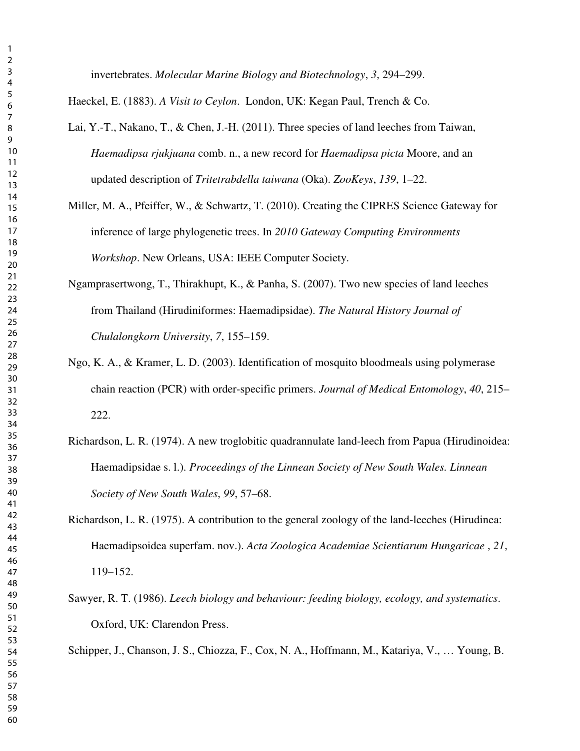invertebrates. *Molecular Marine Biology and Biotechnology*, *3*, 294–299.

Haeckel, E. (1883). *A Visit to Ceylon*. London, UK: Kegan Paul, Trench & Co.

Lai, Y.-T., Nakano, T., & Chen, J.-H. (2011). Three species of land leeches from Taiwan, *Haemadipsa rjukjuana* comb. n., a new record for *Haemadipsa picta* Moore, and an updated description of *Tritetrabdella taiwana* (Oka). *ZooKeys*, *139*, 1–22.

Miller, M. A., Pfeiffer, W., & Schwartz, T. (2010). Creating the CIPRES Science Gateway for inference of large phylogenetic trees. In *2010 Gateway Computing Environments Workshop*. New Orleans, USA: IEEE Computer Society.

Ngamprasertwong, T., Thirakhupt, K., & Panha, S. (2007). Two new species of land leeches from Thailand (Hirudiniformes: Haemadipsidae). *The Natural History Journal of Chulalongkorn University*, *7*, 155–159.

Ngo, K. A., & Kramer, L. D. (2003). Identification of mosquito bloodmeals using polymerase chain reaction (PCR) with order-specific primers. *Journal of Medical Entomology*, *40*, 215–222.

Richardson, L. R. (1974). A new troglobitic quadrannulate land-leech from Papua (Hirudinoidea: Haemadipsidae s. l.). *Proceedings of the Linnean Society of New South Wales. Linnean Society of New South Wales*, *99*, 57–68.

Richardson, L. R. (1975). A contribution to the general zoology of the land-leeches (Hirudinea: Haemadipsoidea superfam. nov.). *Acta Zoologica Academiae Scientiarum Hungaricae* , *21*, 119–152.

Sawyer, R. T. (1986). *Leech biology and behaviour: feeding biology, ecology, and systematics*. Oxford, UK: Clarendon Press.

Schipper, J., Chanson, J. S., Chiozza, F., Cox, N. A., Hoffmann, M., Katariya, V., … Young, B.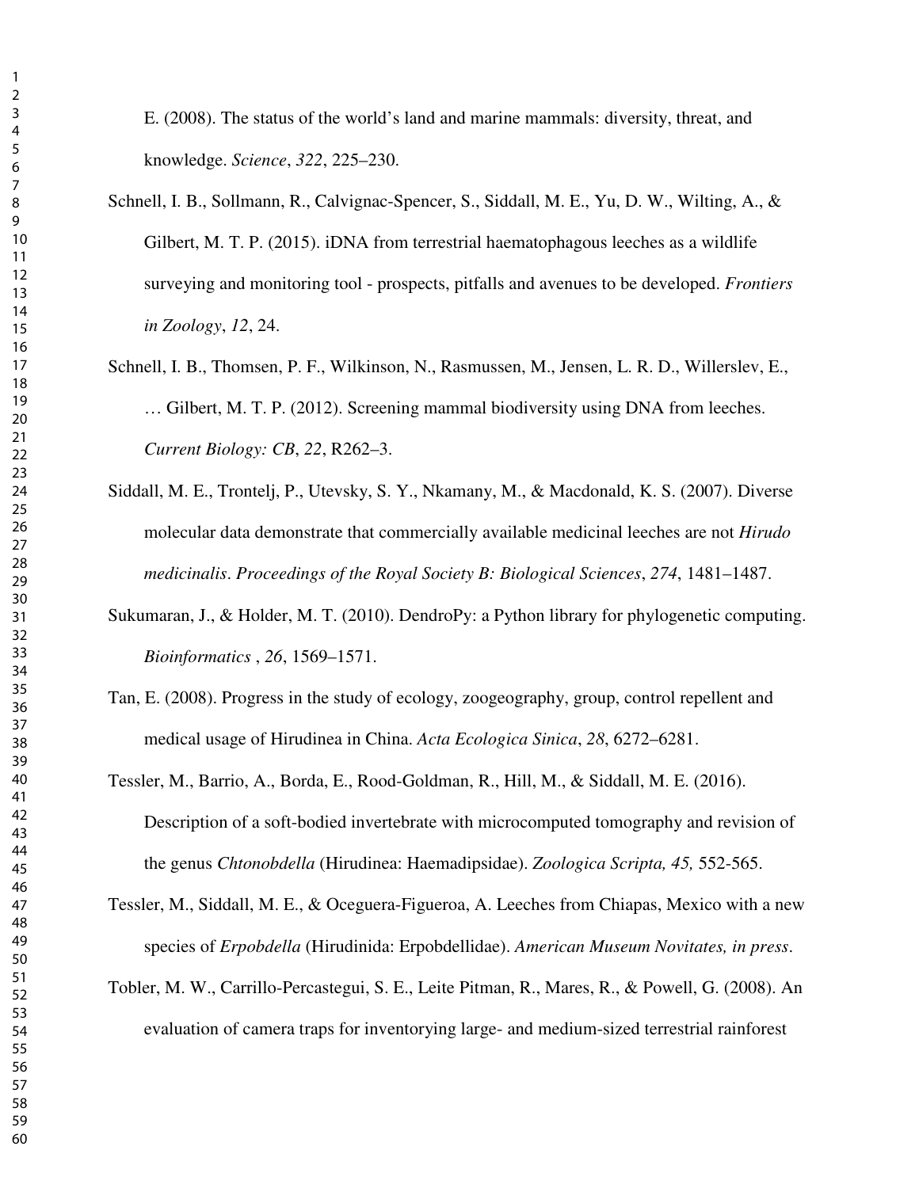E. (2008). The status of the world's land and marine mammals: diversity, threat, and knowledge. *Science*, *322*, 225–230.

Schnell, I. B., Sollmann, R., Calvignac-Spencer, S., Siddall, M. E., Yu, D. W., Wilting, A., & Gilbert, M. T. P. (2015). iDNA from terrestrial haematophagous leeches as a wildlife surveying and monitoring tool - prospects, pitfalls and avenues to be developed. *Frontiers in Zoology*, *12*, 24.

Schnell, I. B., Thomsen, P. F., Wilkinson, N., Rasmussen, M., Jensen, L. R. D., Willerslev, E., … Gilbert, M. T. P. (2012). Screening mammal biodiversity using DNA from leeches. *Current Biology: CB*, *22*, R262–3.

Siddall, M. E., Trontelj, P., Utevsky, S. Y., Nkamany, M., & Macdonald, K. S. (2007). Diverse molecular data demonstrate that commercially available medicinal leeches are not *Hirudo medicinalis*. *Proceedings of the Royal Society B: Biological Sciences*, *274*, 1481–1487.

Sukumaran, J., & Holder, M. T. (2010). DendroPy: a Python library for phylogenetic computing. *Bioinformatics* , *26*, 1569–1571.

Tan, E. (2008). Progress in the study of ecology, zoogeography, group, control repellent and medical usage of Hirudinea in China. *Acta Ecologica Sinica*, *28*, 6272–6281.

Tessler, M., Barrio, A., Borda, E., Rood-Goldman, R., Hill, M., & Siddall, M. E. (2016). Description of a soft-bodied invertebrate with microcomputed tomography and revision of the genus *Chtonobdella* (Hirudinea: Haemadipsidae). *Zoologica Scripta, 45,* 552-565.

Tessler, M., Siddall, M. E., & Oceguera-Figueroa, A. Leeches from Chiapas, Mexico with a new species of *Erpobdella* (Hirudinida: Erpobdellidae). *American Museum Novitates, in press*.

Tobler, M. W., Carrillo-Percastegui, S. E., Leite Pitman, R., Mares, R., & Powell, G. (2008). An evaluation of camera traps for inventorying large- and medium-sized terrestrial rainforest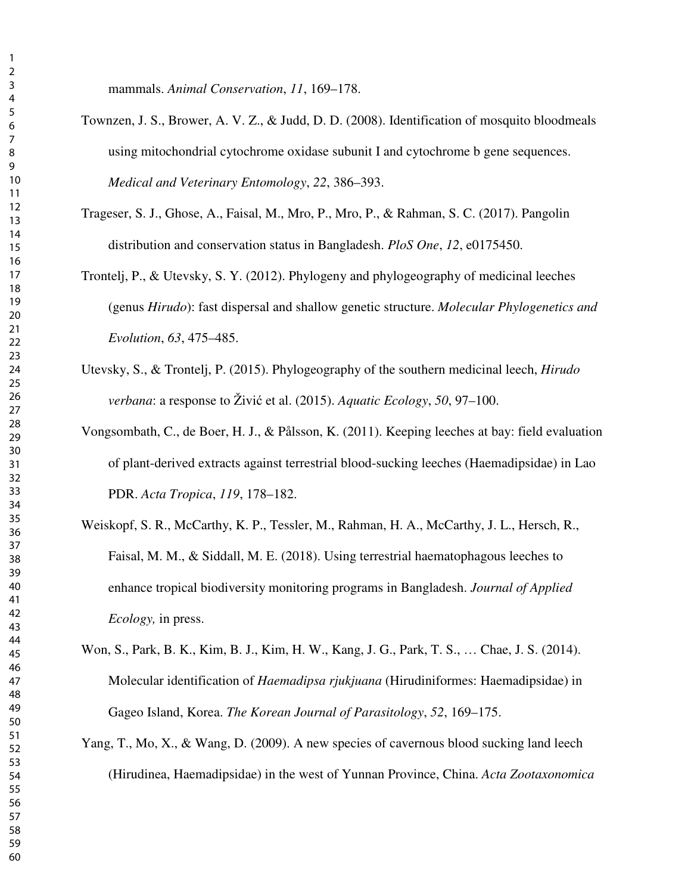mammals. *Animal Conservation*, *11*, 169–178.

Townzen, J. S., Brower, A. V. Z., & Judd, D. D. (2008). Identification of mosquito bloodmeals using mitochondrial cytochrome oxidase subunit I and cytochrome b gene sequences. *Medical and Veterinary Entomology*, *22*, 386–393.

Trageser, S. J., Ghose, A., Faisal, M., Mro, P., Mro, P., & Rahman, S. C. (2017). Pangolin distribution and conservation status in Bangladesh. *PloS One*, *12*, e0175450.

Trontelj, P., & Utevsky, S. Y. (2012). Phylogeny and phylogeography of medicinal leeches (genus *Hirudo*): fast dispersal and shallow genetic structure. *Molecular Phylogenetics and Evolution*, *63*, 475–485.

Utevsky, S., & Trontelj, P. (2015). Phylogeography of the southern medicinal leech, *Hirudo verbana*: a response to Živić et al. (2015). *Aquatic Ecology*, *50*, 97–100.

Vongsombath, C., de Boer, H. J., & Pålsson, K. (2011). Keeping leeches at bay: field evaluation of plant-derived extracts against terrestrial blood-sucking leeches (Haemadipsidae) in Lao PDR. *Acta Tropica*, *119*, 178–182.

Weiskopf, S. R., McCarthy, K. P., Tessler, M., Rahman, H. A., McCarthy, J. L., Hersch, R., Faisal, M. M., & Siddall, M. E. (2018). Using terrestrial haematophagous leeches to enhance tropical biodiversity monitoring programs in Bangladesh. *Journal of Applied Ecology,* in press.

Won, S., Park, B. K., Kim, B. J., Kim, H. W., Kang, J. G., Park, T. S., … Chae, J. S. (2014). Molecular identification of *Haemadipsa rjukjuana* (Hirudiniformes: Haemadipsidae) in Gageo Island, Korea. *The Korean Journal of Parasitology*, *52*, 169–175.

Yang, T., Mo, X., & Wang, D. (2009). A new species of cavernous blood sucking land leech (Hirudinea, Haemadipsidae) in the west of Yunnan Province, China. *Acta Zootaxonomica*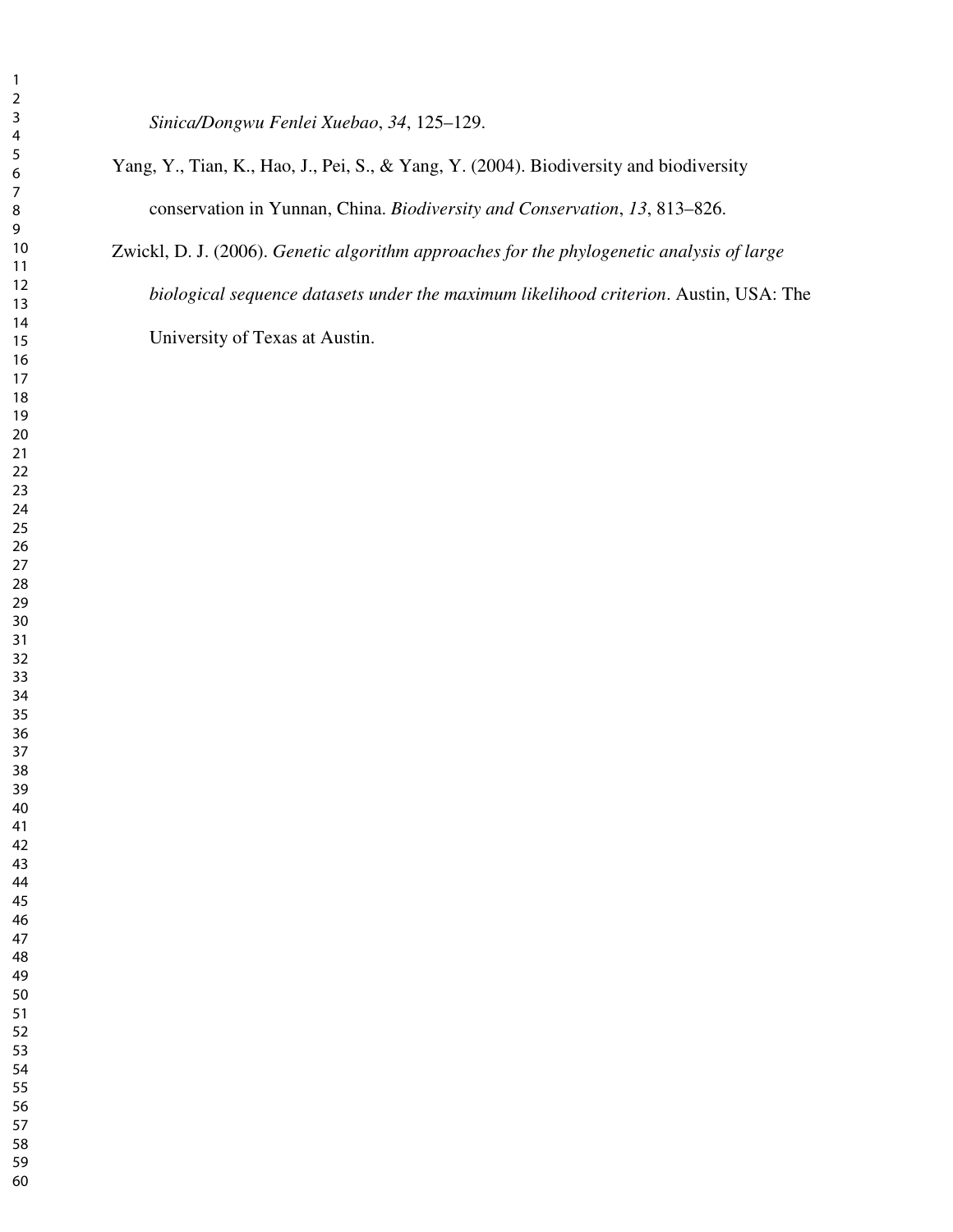*Sinica/Dongwu Fenlei Xuebao*, *34*, 125–129.

Yang, Y., Tian, K., Hao, J., Pei, S., & Yang, Y. (2004). Biodiversity and biodiversity conservation in Yunnan, China. *Biodiversity and Conservation*, *13*, 813–826.

Zwickl, D. J. (2006). *Genetic algorithm approaches for the phylogenetic analysis of large biological sequence datasets under the maximum likelihood criterion*. Austin, USA: The University of Texas at Austin.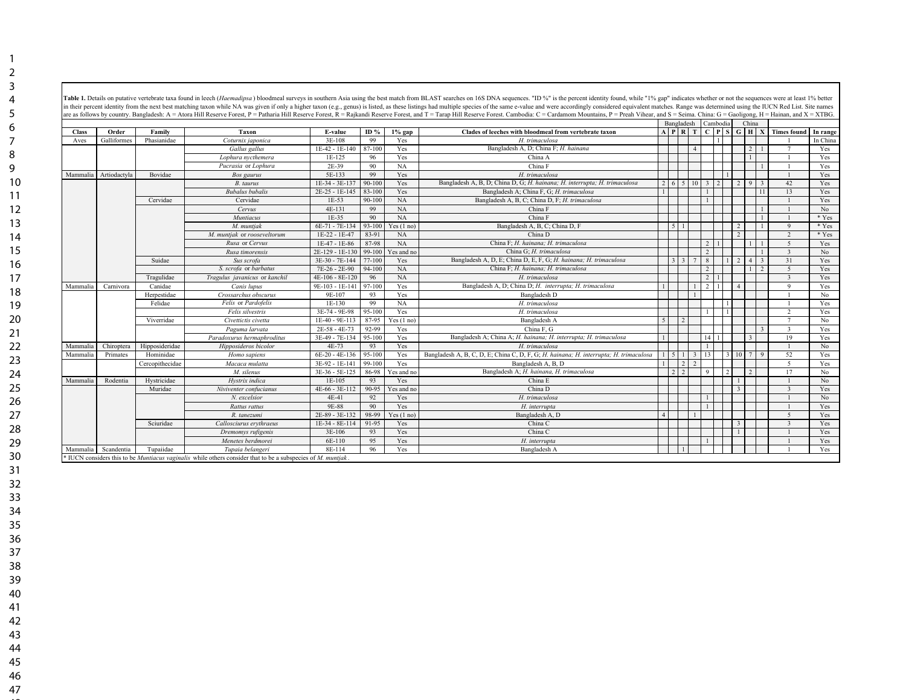**Table 1.** Details on putative vertebrate taxa found in leech (*Haemadipsa*) bloodmeal surveys in southern Asia using the best match from BLAST searches on 16S DNA sequences. "ID %" is the percent identity found, while "1% gap" indicates whether or not the sequences were at least 1% better in their percent identity from the next best matching taxon while NA was given if only a higher taxon (e.g., genus) is listed, as these listings had multiple species of the same e-value and were accordingly considered equivalent matches. Range was determined using the IUCN Red List. Site names are as follows by country. Bangladesh: A = Atora Hill Reserve Forest, P = Patharia Hill Reserve Forest, R = Rajkandi Reserve Forest, and T = Tarap Hill Reserve Forest. Cambodia: C = Cardamom Mountains, P = Preah Vihear, and S = Seima. China: G = Gaoligong, H = Hainan, and X = XTBG.

| Class | Order | Family | Taxon | E-value | ID % | 1% gap | Clades of leeches with bloodmeal from vertebrate taxon | Bangladesh | | | | Cambodia | | | China | | | Times found | In range |
|---|---|---|---|---|---|---|---|---|---|---|---|---|---|---|---|---|---|---|---|
| | | | | | | | | A | P | R | T | C | P | S | G | H | X | | |
| Aves | Galliformes | Phasianidae | *Coturnix japonica* | 3E-108 | 99 | Yes | *H. trimaculosa* | | | | | | 1 | | | | | 1 | In China |
| | | | *Gallus gallus* | 1E-42 - 1E-140 | 87-100 | Yes | Bangladesh A, D; China F; *H. hainana* | | | | 4 | | | | | 2 | 1 | 7 | Yes |
| | | | *Lophura nycthemera* | 1E-125 | 96 | Yes | China A | | | | | | | | | 1 | | 1 | Yes |
| | | | *Pucrasia* or *Lophura* | 2E-39 | 90 | NA | China F | | | | | | | | | | 1 | 1 | Yes |
| Mammalia | Artiodactyla | Bovidae | *Bos gaurus* | 5E-133 | 99 | Yes | *H. trimaculosa* | | | | | | | 1 | | | | 1 | Yes |
| | | | *B. taurus* | 1E-34 - 3E-137 | 90-100 | Yes | Bangladesh A, B, D; China D, G; *H. hainana*; *H. interrupta*; *H. trimaculosa* | 2 | 6 | 5 | 10 | 3 | 2 | | 2 | 9 | 3 | 42 | Yes |
| | | | *Bubalus bubalis* | 2E-25 - 1E-145 | 83-100 | Yes | Bangladesh A; China F, G; *H. trimaculosa* | 1 | | | | 1 | | | | | 11 | 13 | Yes |
| | | Cervidae | Cervidae | 1E-53 | 90-100 | NA | Bangladesh A, B, C; China D, F; *H. trimaculosa* | | | | | 1 | | | | | | 1 | Yes |
| | | | *Cervus* | 4E-131 | 99 | NA | China F | | | | | | | | | | 1 | 1 | No |
| | | | *Muntiacus* | 1E-35 | 90 | NA | China F | | | | | | | | | | 1 | 1 | * Yes |
| | | | *M. muntjak* | 6E-71 - 7E-134 | 93-100 | Yes (1 no) | Bangladesh A, B, C; China D, F | | 5 | 1 | | | | | 2 | | 1 | 9 | * Yes |
| | | | *M. muntjak* or *rooseveltorum* | 1E-22 - 1E-47 | 83-91 | NA | China D | | | | | | | | 2 | | | 2 | * Yes |
| | | | *Rusa* or *Cervus* | 1E-47 - 1E-86 | 87-98 | NA | China F; *H. hainana*; *H. trimaculosa* | | | | | 2 | 1 | | | 1 | 1 | 5 | Yes |
| | | | *Rusa timorensis* | 2E-129 - 1E-130 | 99-100 | Yes and no | China G; *H. trimaculosa* | | | | | 2 | | | | | 1 | 3 | No |
| | | Suidae | *Sus scrofa* | 3E-30 - 7E-144 | 77-100 | Yes | Bangladesh A, D, E; China D, E, F, G; *H. hainana*; *H. trimaculosa* | | 3 | 3 | 7 | 8 | | 1 | 2 | 4 | 3 | 31 | Yes |
| | | | *S. scrofa* or *barbatus* | 7E-26 - 2E-90 | 94-100 | NA | China F; *H. hainana*; *H. trimaculosa* | | | | | 2 | | | | 1 | 2 | 5 | Yes |
| | | Tragulidae | *Tragulus javanicus* or *kanchil* | 4E-106 - 8E-120 | 96 | NA | *H. trimaculosa* | | | | | 2 | 1 | | | | | 3 | Yes |
| Mammalia | Carnivora | Canidae | *Canis lupus* | 9E-103 - 1E-141 | 97-100 | Yes | Bangladesh A, D; China D; *H. interrupta*; *H. trimaculosa* | 1 | | | 1 | 2 | 1 | | 4 | | | 9 | Yes |
| | | Herpestidae | *Crossarchus obscurus* | 9E-107 | 93 | Yes | Bangladesh D | | | | 1 | | | | | | | 1 | No |
| | | Felidae | *Felis* or *Pardofelis* | 1E-130 | 99 | NA | *H. trimaculosa* | | | | | | | 1 | | | | 1 | Yes |
| | | | *Felis silvestris* | 3E-74 - 9E-98 | 95-100 | Yes | *H. trimaculosa* | | | | | 1 | | 1 | | | | 2 | Yes |
| | | Viverridae | *Civettictis civetta* | 1E-40 - 9E-113 | 87-95 | Yes (1 no) | Bangladesh A | 5 | | 2 | | | | | | | | 7 | No |
| | | | *Paguma larvata* | 2E-58 - 4E-73 | 92-99 | Yes | China F, G | | | | | | | | | | 3 | 3 | Yes |
| | | | *Paradoxurus hermaphroditus* | 3E-49 - 7E-134 | 95-100 | Yes | Bangladesh A; China A; *H. hainana*; *H. interrupta*; *H. trimaculosa* | 1 | | | | 14 | 1 | | | 3 | | 19 | Yes |
| Mammalia | Chiroptera | Hipposideridae | *Hipposideros bicolor* | 4E-73 | 93 | Yes | *H. trimaculosa* | | | | | 1 | | | | | | 1 | No |
| Mammalia | Primates | Hominidae | *Homo sapiens* | 6E-20 - 4E-136 | 95-100 | Yes | Bangladesh A, B, C, D, E; China C, D, F, G; *H. hainana*; *H. interrupta*; *H. trimaculosa* | 1 | 5 | 1 | 3 | 13 | | 3 | 10 | 7 | 9 | 52 | Yes |
| | | Cercopithecidae | *Macaca mulatta* | 3E-92 - 1E-141 | 99-100 | Yes | Bangladesh A, B, D | 1 | | 2 | 2 | | | | | | | 5 | Yes |
| | | | *M. silenus* | 3E-36 - 5E-125 | 86-98 | Yes and no | Bangladesh A; *H. hainana*, *H. trimaculosa* | | 2 | 2 | | 9 | | 2 | | 2 | | 17 | No |
| Mammalia | Rodentia | Hystricidae | *Hystrix indica* | 1E-105 | 93 | Yes | China E | | | | | | | | 1 | | | 1 | No |
| | | Muridae | *Niviventer confucianus* | 4E-66 - 3E-112 | 90-95 | Yes and no | China D | | | | | | | | 3 | | | 3 | Yes |
| | | | *N. excelsior* | 4E-41 | 92 | Yes | *H. trimaculosa* | | | | | 1 | | | | | | 1 | No |
| | | | *Rattus rattus* | 9E-88 | 90 | Yes | *H. interrupta* | | | | | 1 | | | | | | 1 | Yes |
| | | | *R. tanezumi* | 2E-89 - 3E-132 | 98-99 | Yes (1 no) | Bangladesh A, D | 4 | | | 1 | | | | | | | 5 | Yes |
| | | Sciuridae | *Callosciurus erythraeus* | 1E-34 - 8E-114 | 91-95 | Yes | China C | | | | | | | | 3 | | | 3 | Yes |
| | | | *Dremomys rufigenis* | 3E-106 | 93 | Yes | China C | | | | | | | | 1 | | | 1 | Yes |
| | | | *Menetes berdmorei* | 6E-110 | 95 | Yes | *H. interrupta* | | | | | 1 | | | | | | 1 | Yes |
| Mammalia | Scandentia | Tupaiidae | *Tupaia belangeri* | 8E-114 | 96 | Yes | Bangladesh A | | | 1 | | | | | | | | 1 | Yes |

\* IUCN considers this to be *Muntiacus vaginalis* while others consider that to be a subspecies of *M. muntjak*.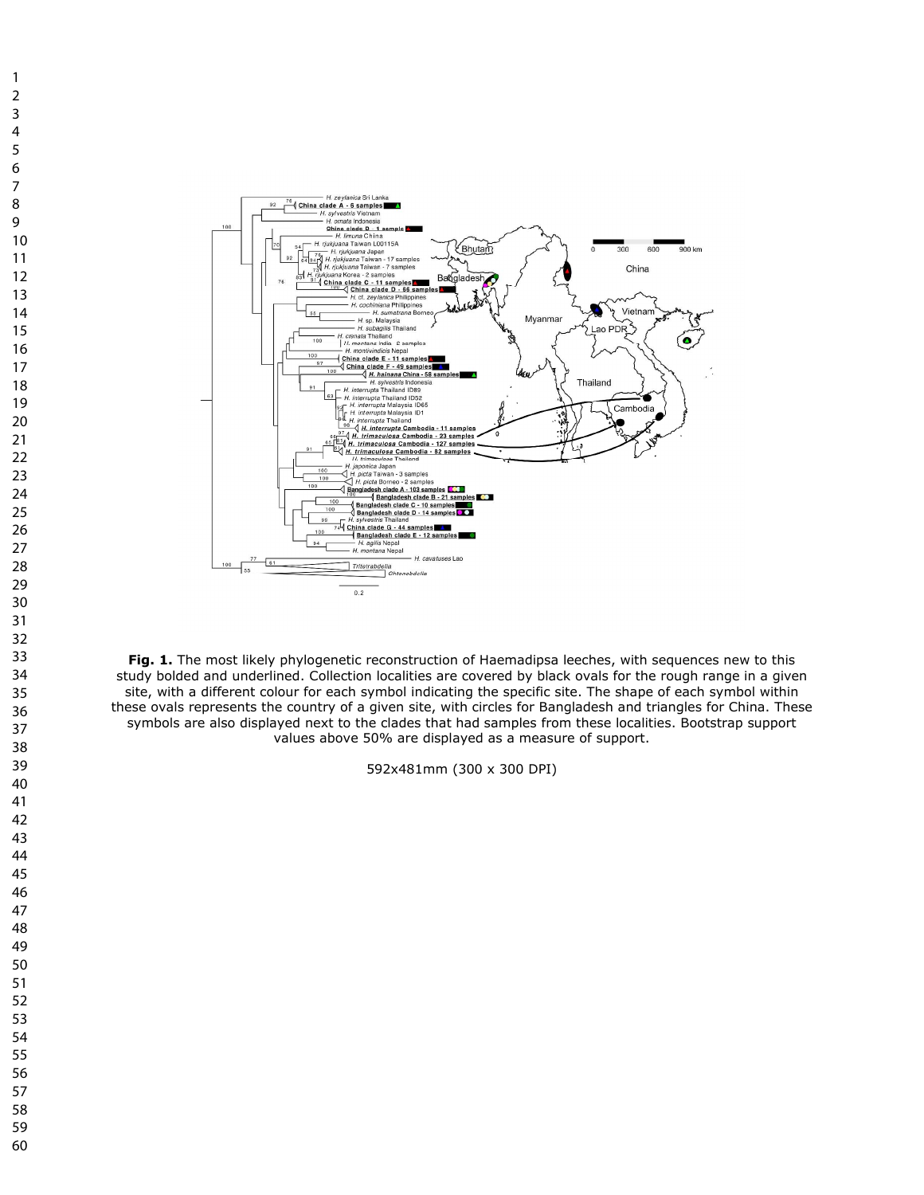H. zeylanica Sri Lanka
China clade A - 6 samples
H. sylvestris Vietnam
H. ornata Indonesia
China clade B - 1 sample
H. limuna China
H. rjukjuana Taiwan L00115A
H. rjukjuana Japan
H. rjukjuana Taiwan - 17 samples
H. rjukjuana Taiwan - 7 samples
H. rjukjuana Korea - 2 samples
China clade C - 11 samples
China clade D - 55 samples
H. cf. zeylanica Philippines
H. cochiniana Philippines
H. sumatrana Borneo
H. sp. Malaysia
H. subagilis Thailand
H. crenata Thailand
H. montana India - 6 samples
H. montivindicis Nepal
China clade E - 11 samples
China clade F - 49 samples
H. hainana China - 58 samples
H. sylvestris Indonesia
H. interrupta Thailand ID89
H. interrupta Thailand ID52
H. interrupta Malaysia ID65
H. interrupta Malaysia ID1
H. interrupta Thailand
H. interrupta Cambodia - 11 samples
H. trimaculosa Cambodia - 23 samples
H. trimaculosa Cambodia - 127 samples
H. trimaculosa Cambodia - 82 samples
H. trimaculosa Thailand
H. japonica Japan
H. picta Taiwan - 3 samples
H. picta Borneo - 2 samples
Bangladesh clade A - 103 samples
Bangladesh clade B - 21 samples
Bangladesh clade C - 10 samples
Bangladesh clade D - 14 samples
H. sylvestris Thailand
China clade G - 44 samples
Bangladesh clade E - 12 samples
H. agilis Nepal
H. montana Nepal
H. cavatuses Lao
Tritetrabdella
Chtonobdella
0.2

Bhutan
Bangladesh
China
Myanmar
Vietnam
Lao PDR
Thailand
Cambodia
0 300 600 900 km

**Fig. 1.** The most likely phylogenetic reconstruction of Haemadipsa leeches, with sequences new to this study bolded and underlined. Collection localities are covered by black ovals for the rough range in a given site, with a different colour for each symbol indicating the specific site. The shape of each symbol within these ovals represents the country of a given site, with circles for Bangladesh and triangles for China. These symbols are also displayed next to the clades that had samples from these localities. Bootstrap support values above 50% are displayed as a measure of support.

592x481mm (300 x 300 DPI)